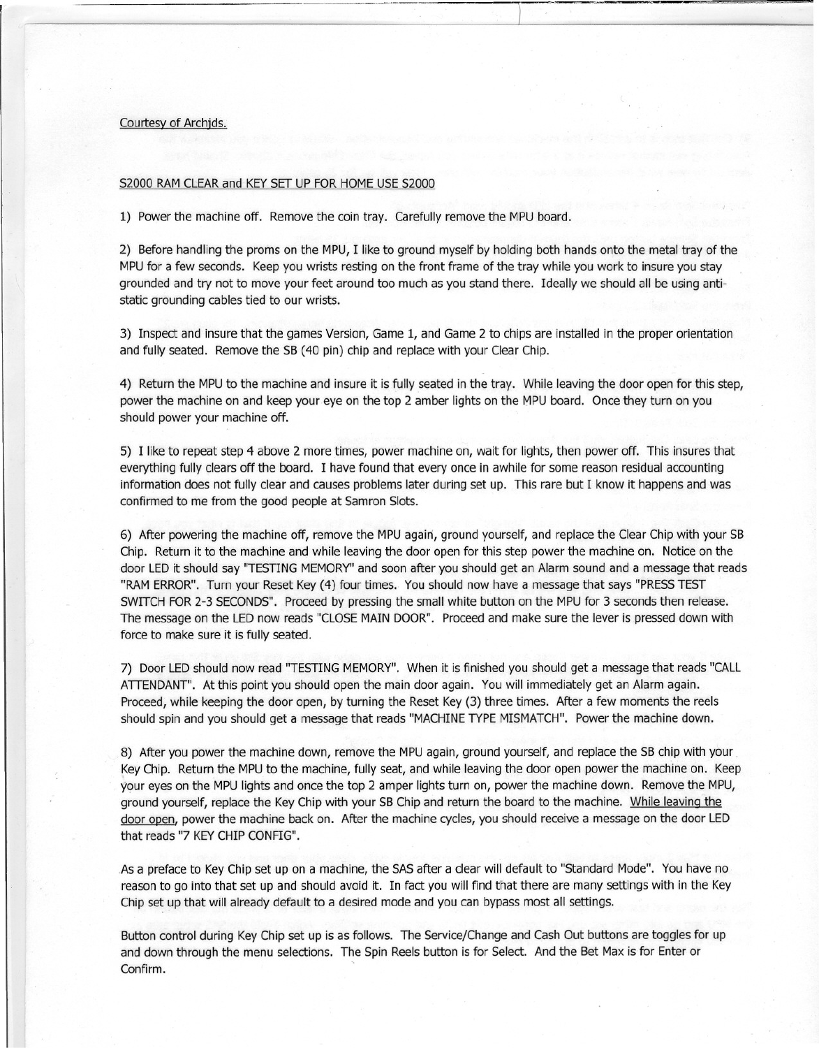Courtesy of Archjds.

S2000 RAM CLEAR and KEY SET UP FOR HOME USE S2000

1) Power the machine off. Remove the coin tray. Carefully remove the MPU board.

2) Before handling the proms on the MPU, I like to ground myself by holding both hands onto the metal tray of the MPU for a few seconds. Keep you wrists resting on the front frame of the tray while you work to insure you stay grounded and try not to move your feet around too much as you stand there. Ideally we should all be using anti-static grounding cables tied to our wrists.

3) Inspect and insure that the games Version, Game 1, and Game 2 to chips are installed in the proper orientation and fully seated. Remove the SB (40 pin) chip and replace with your Clear Chip.

4) Return the MPU to the machine and insure it is fully seated in the tray. While leaving the door open for this step, power the machine on and keep your eye on the top 2 amber lights on the MPU board. Once they turn on you should power your machine off.

5) I like to repeat step 4 above 2 more times, power machine on, wait for lights, then power off. This insures that everything fully clears off the board. I have found that every once in awhile for some reason residual accounting information does not fully clear and causes problems later during set up. This rare but I know it happens and was confirmed to me from the good people at Samron Slots.

6) After powering the machine off, remove the MPU again, ground yourself, and replace the Clear Chip with your SB Chip. Return it to the machine and while leaving the door open for this step power the machine on. Notice on the door LED it should say "TESTING MEMORY" and soon after you should get an Alarm sound and a message that reads "RAM ERROR". Turn your Reset Key (4) four times. You should now have a message that says "PRESS TEST SWITCH FOR 2-3 SECONDS". Proceed by pressing the small white button on the MPU for 3 seconds then release. The message on the LED now reads "CLOSE MAIN DOOR". Proceed and make sure the lever is pressed down with force to make sure it is fully seated.

7) Door LED should now read "TESTING MEMORY". When it is finished you should get a message that reads "CALL ATTENDANT". At this point you should open the main door again. You will immediately get an Alarm again. Proceed, while keeping the door open, by turning the Reset Key (3) three times. After a few moments the reels should spin and you should get a message that reads "MACHINE TYPE MISMATCH". Power the machine down.

8) After you power the machine down, remove the MPU again, ground yourself, and replace the SB chip with your Key Chip. Return the MPU to the machine, fully seat, and while leaving the door open power the machine on. Keep your eyes on the MPU lights and once the top 2 amper lights turn on, power the machine down. Remove the MPU, ground yourself, replace the Key Chip with your SB Chip and return the board to the machine. <u>While leaving the door open</u>, power the machine back on. After the machine cycles, you should receive a message on the door LED that reads "7 KEY CHIP CONFIG".

As a preface to Key Chip set up on a machine, the SAS after a clear will default to "Standard Mode". You have no reason to go into that set up and should avoid it. In fact you will find that there are many settings with in the Key Chip set up that will already default to a desired mode and you can bypass most all settings.

Button control during Key Chip set up is as follows. The Service/Change and Cash Out buttons are toggles for up and down through the menu selections. The Spin Reels button is for Select. And the Bet Max is for Enter or Confirm.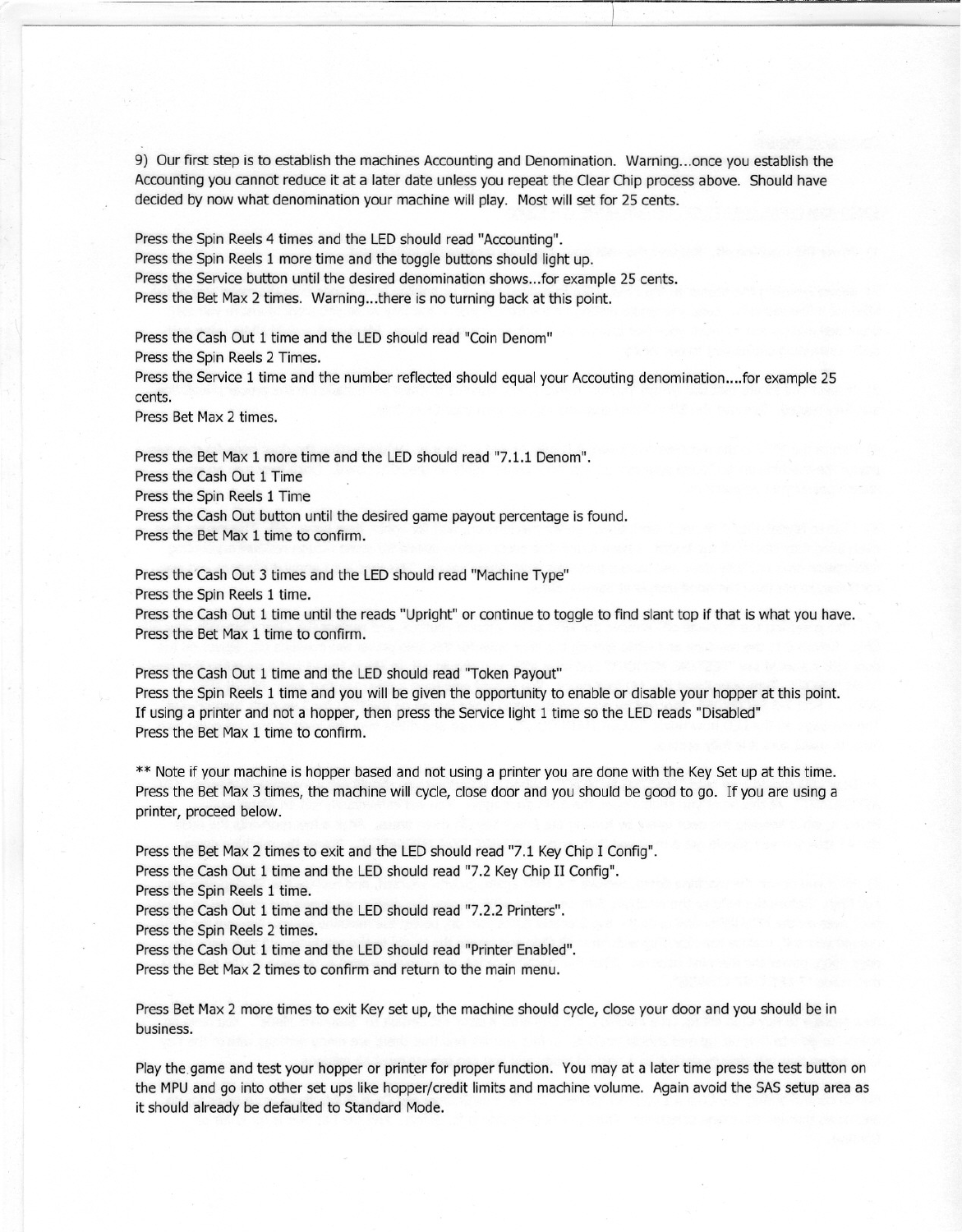9) Our first step is to establish the machines Accounting and Denomination. Warning...once you establish the Accounting you cannot reduce it at a later date unless you repeat the Clear Chip process above. Should have decided by now what denomination your machine will play. Most will set for 25 cents.

Press the Spin Reels 4 times and the LED should read "Accounting".
Press the Spin Reels 1 more time and the toggle buttons should light up.
Press the Service button until the desired denomination shows...for example 25 cents.
Press the Bet Max 2 times. Warning...there is no turning back at this point.

Press the Cash Out 1 time and the LED should read "Coin Denom"
Press the Spin Reels 2 Times.
Press the Service 1 time and the number reflected should equal your Accouting denomination....for example 25 cents.
Press Bet Max 2 times.

Press the Bet Max 1 more time and the LED should read "7.1.1 Denom".
Press the Cash Out 1 Time
Press the Spin Reels 1 Time
Press the Cash Out button until the desired game payout percentage is found.
Press the Bet Max 1 time to confirm.

Press the Cash Out 3 times and the LED should read "Machine Type"
Press the Spin Reels 1 time.
Press the Cash Out 1 time until the reads "Upright" or continue to toggle to find slant top if that is what you have.
Press the Bet Max 1 time to confirm.

Press the Cash Out 1 time and the LED should read "Token Payout"
Press the Spin Reels 1 time and you will be given the opportunity to enable or disable your hopper at this point.
If using a printer and not a hopper, then press the Service light 1 time so the LED reads "Disabled"
Press the Bet Max 1 time to confirm.

** Note if your machine is hopper based and not using a printer you are done with the Key Set up at this time. Press the Bet Max 3 times, the machine will cycle, close door and you should be good to go. If you are using a printer, proceed below.

Press the Bet Max 2 times to exit and the LED should read "7.1 Key Chip I Config".
Press the Cash Out 1 time and the LED should read "7.2 Key Chip II Config".
Press the Spin Reels 1 time.
Press the Cash Out 1 time and the LED should read "7.2.2 Printers".
Press the Spin Reels 2 times.
Press the Cash Out 1 time and the LED should read "Printer Enabled".
Press the Bet Max 2 times to confirm and return to the main menu.

Press Bet Max 2 more times to exit Key set up, the machine should cycle, close your door and you should be in business.

Play the game and test your hopper or printer for proper function. You may at a later time press the test button on the MPU and go into other set ups like hopper/credit limits and machine volume. Again avoid the SAS setup area as it should already be defaulted to Standard Mode.